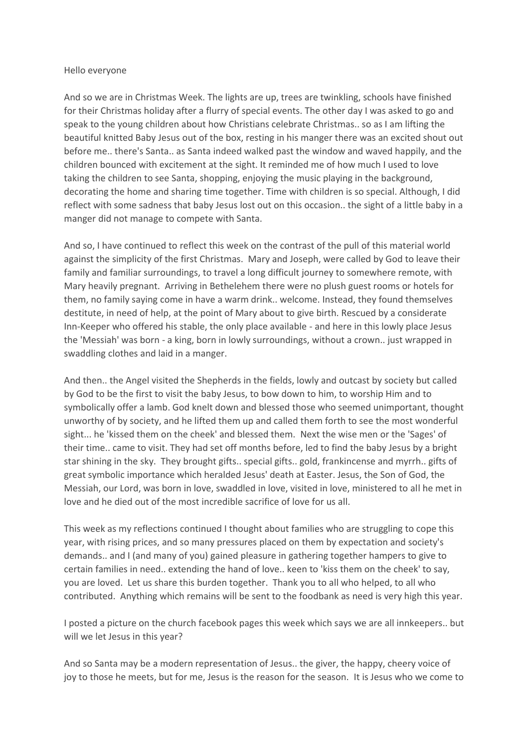Hello everyone

And so we are in Christmas Week. The lights are up, trees are twinkling, schools have finished for their Christmas holiday after a flurry of special events. The other day I was asked to go and speak to the young children about how Christians celebrate Christmas.. so as I am lifting the beautiful knitted Baby Jesus out of the box, resting in his manger there was an excited shout out before me.. there's Santa.. as Santa indeed walked past the window and waved happily, and the children bounced with excitement at the sight. It reminded me of how much I used to love taking the children to see Santa, shopping, enjoying the music playing in the background, decorating the home and sharing time together. Time with children is so special. Although, I did reflect with some sadness that baby Jesus lost out on this occasion.. the sight of a little baby in a manger did not manage to compete with Santa.

And so, I have continued to reflect this week on the contrast of the pull of this material world against the simplicity of the first Christmas. Mary and Joseph, were called by God to leave their family and familiar surroundings, to travel a long difficult journey to somewhere remote, with Mary heavily pregnant. Arriving in Bethelehem there were no plush guest rooms or hotels for them, no family saying come in have a warm drink.. welcome. Instead, they found themselves destitute, in need of help, at the point of Mary about to give birth. Rescued by a considerate Inn-Keeper who offered his stable, the only place available - and here in this lowly place Jesus the 'Messiah' was born - a king, born in lowly surroundings, without a crown.. just wrapped in swaddling clothes and laid in a manger.

And then.. the Angel visited the Shepherds in the fields, lowly and outcast by society but called by God to be the first to visit the baby Jesus, to bow down to him, to worship Him and to symbolically offer a lamb. God knelt down and blessed those who seemed unimportant, thought unworthy of by society, and he lifted them up and called them forth to see the most wonderful sight... he 'kissed them on the cheek' and blessed them. Next the wise men or the 'Sages' of their time.. came to visit. They had set off months before, led to find the baby Jesus by a bright star shining in the sky. They brought gifts.. special gifts.. gold, frankincense and myrrh.. gifts of great symbolic importance which heralded Jesus' death at Easter. Jesus, the Son of God, the Messiah, our Lord, was born in love, swaddled in love, visited in love, ministered to all he met in love and he died out of the most incredible sacrifice of love for us all.

This week as my reflections continued I thought about families who are struggling to cope this year, with rising prices, and so many pressures placed on them by expectation and society's demands.. and I (and many of you) gained pleasure in gathering together hampers to give to certain families in need.. extending the hand of love.. keen to 'kiss them on the cheek' to say, you are loved. Let us share this burden together. Thank you to all who helped, to all who contributed. Anything which remains will be sent to the foodbank as need is very high this year.

I posted a picture on the church facebook pages this week which says we are all innkeepers.. but will we let Jesus in this year?

And so Santa may be a modern representation of Jesus.. the giver, the happy, cheery voice of joy to those he meets, but for me, Jesus is the reason for the season. It is Jesus who we come to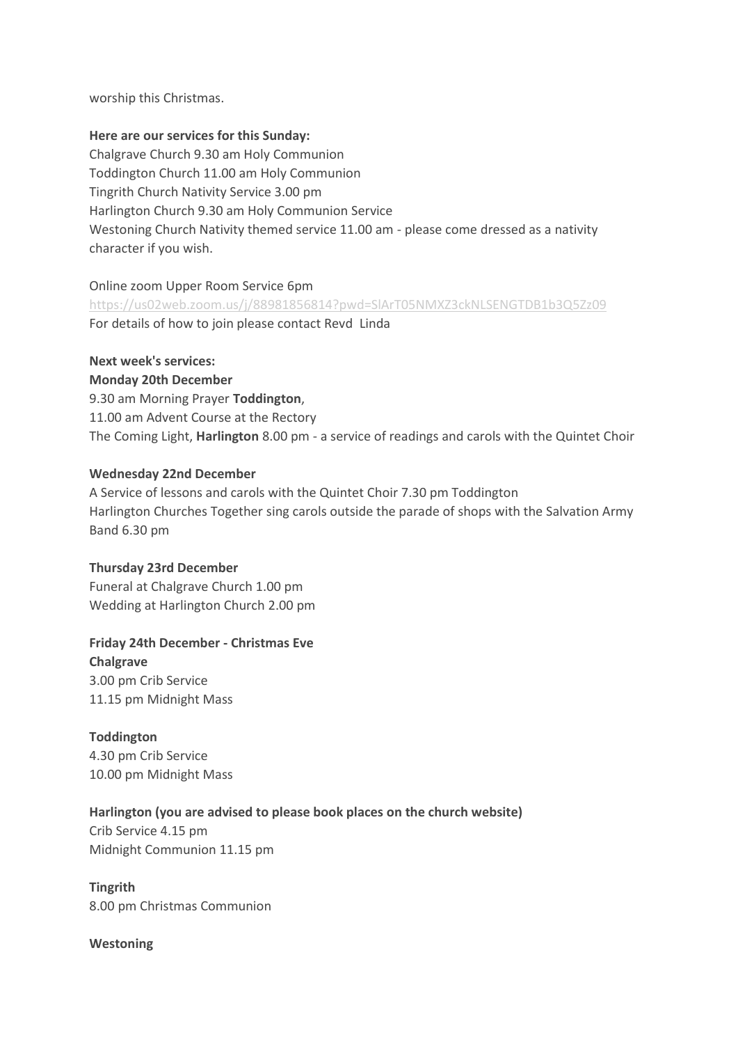worship this Christmas.

**Here are our services for this Sunday:**
Chalgrave Church 9.30 am Holy Communion
Toddington Church 11.00 am Holy Communion
Tingrith Church Nativity Service 3.00 pm
Harlington Church 9.30 am Holy Communion Service
Westoning Church Nativity themed service 11.00 am - please come dressed as a nativity character if you wish.

Online zoom Upper Room Service 6pm
https://us02web.zoom.us/j/88981856814?pwd=SlArT05NMXZ3ckNLSENGTDB1b3Q5Zz09
For details of how to join please contact Revd Linda

**Next week's services:**
**Monday 20th December**
9.30 am Morning Prayer **Toddington**,
11.00 am Advent Course at the Rectory
The Coming Light, **Harlington** 8.00 pm - a service of readings and carols with the Quintet Choir

**Wednesday 22nd December**
A Service of lessons and carols with the Quintet Choir 7.30 pm Toddington
Harlington Churches Together sing carols outside the parade of shops with the Salvation Army Band 6.30 pm

**Thursday 23rd December**
Funeral at Chalgrave Church 1.00 pm
Wedding at Harlington Church 2.00 pm

**Friday 24th December - Christmas Eve**
**Chalgrave**
3.00 pm Crib Service
11.15 pm Midnight Mass

**Toddington**
4.30 pm Crib Service
10.00 pm Midnight Mass

**Harlington (you are advised to please book places on the church website)**
Crib Service 4.15 pm
Midnight Communion 11.15 pm

**Tingrith**
8.00 pm Christmas Communion

**Westoning**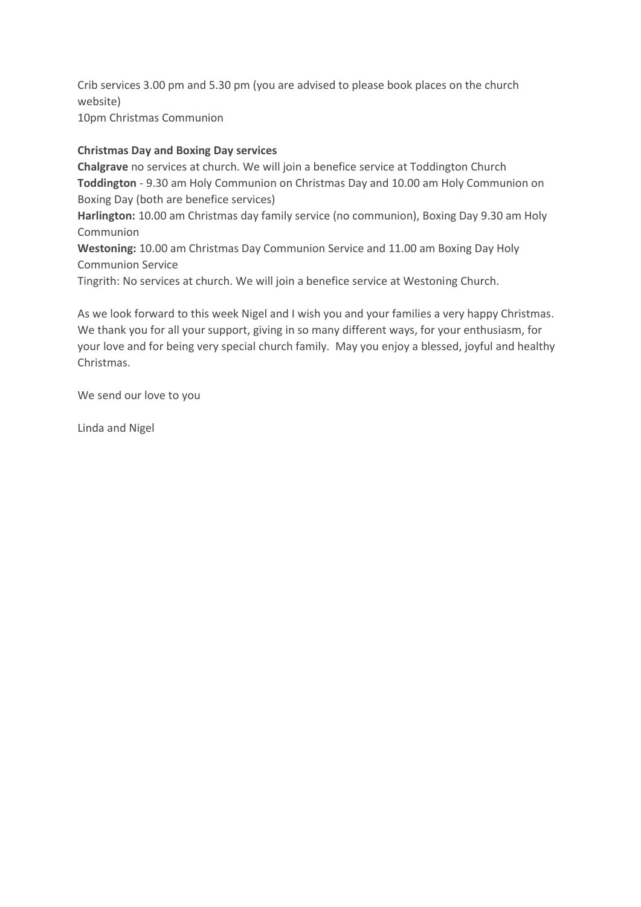Crib services 3.00 pm and 5.30 pm (you are advised to please book places on the church website)
10pm Christmas Communion

**Christmas Day and Boxing Day services**
**Chalgrave** no services at church. We will join a benefice service at Toddington Church
**Toddington** - 9.30 am Holy Communion on Christmas Day and 10.00 am Holy Communion on Boxing Day (both are benefice services)
**Harlington:** 10.00 am Christmas day family service (no communion), Boxing Day 9.30 am Holy Communion
**Westoning:** 10.00 am Christmas Day Communion Service and 11.00 am Boxing Day Holy Communion Service
Tingrith: No services at church. We will join a benefice service at Westoning Church.

As we look forward to this week Nigel and I wish you and your families a very happy Christmas. We thank you for all your support, giving in so many different ways, for your enthusiasm, for your love and for being very special church family. May you enjoy a blessed, joyful and healthy Christmas.

We send our love to you

Linda and Nigel